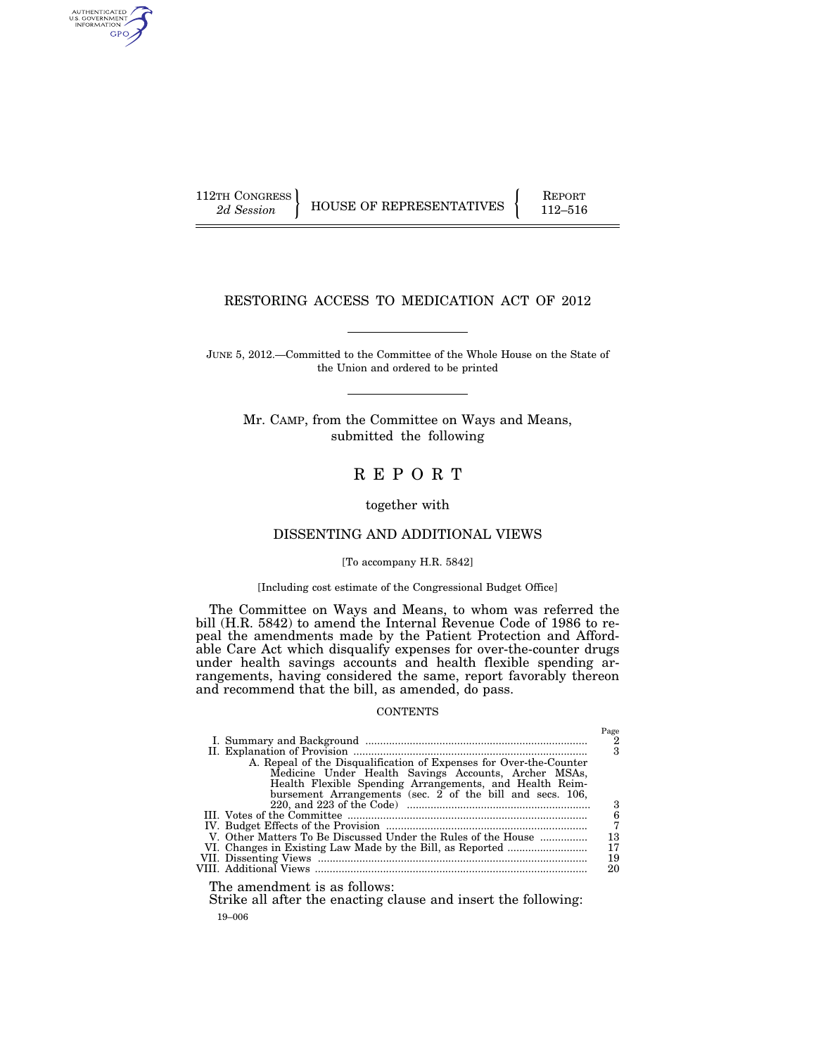112TH CONGRESS
*2d Session*

HOUSE OF REPRESENTATIVES

REPORT
112–516

# RESTORING ACCESS TO MEDICATION ACT OF 2012

JUNE 5, 2012.—Committed to the Committee of the Whole House on the State of the Union and ordered to be printed

Mr. CAMP, from the Committee on Ways and Means, submitted the following

# REPORT

together with

## DISSENTING AND ADDITIONAL VIEWS

[To accompany H.R. 5842]

[Including cost estimate of the Congressional Budget Office]

The Committee on Ways and Means, to whom was referred the bill (H.R. 5842) to amend the Internal Revenue Code of 1986 to repeal the amendments made by the Patient Protection and Affordable Care Act which disqualify expenses for over-the-counter drugs under health savings accounts and health flexible spending arrangements, having considered the same, report favorably thereon and recommend that the bill, as amended, do pass.

CONTENTS

| | Page |
|---|---|
| I. Summary and Background | 2 |
| II. Explanation of Provision | 3 |
| A. Repeal of the Disqualification of Expenses for Over-the-Counter Medicine Under Health Savings Accounts, Archer MSAs, Health Flexible Spending Arrangements, and Health Reimbursement Arrangements (sec. 2 of the bill and secs. 106, 220, and 223 of the Code) | 3 |
| III. Votes of the Committee | 6 |
| IV. Budget Effects of the Provision | 7 |
| V. Other Matters To Be Discussed Under the Rules of the House | 13 |
| VI. Changes in Existing Law Made by the Bill, as Reported | 17 |
| VII. Dissenting Views | 19 |
| VIII. Additional Views | 20 |

The amendment is as follows:

Strike all after the enacting clause and insert the following:

19–006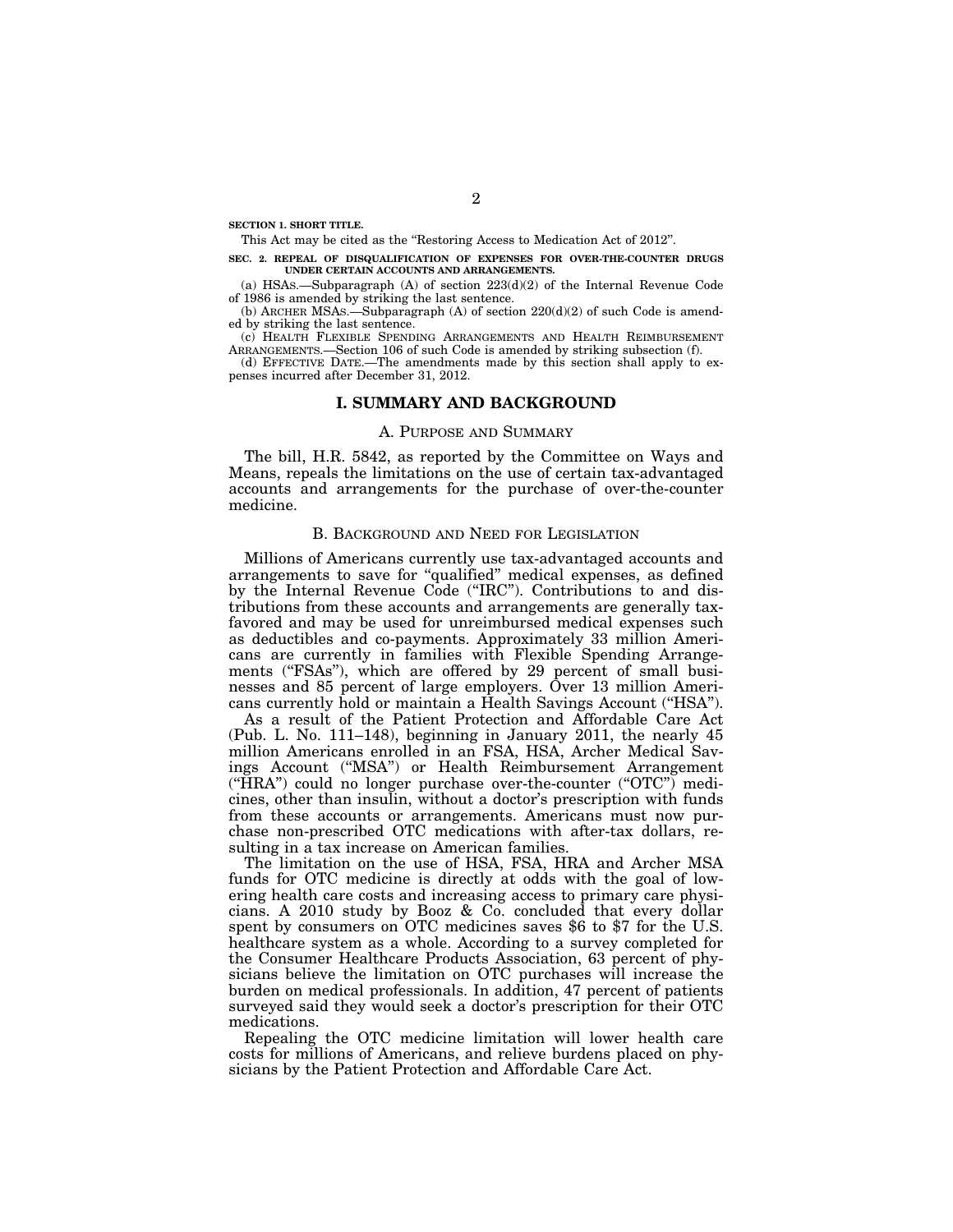**SECTION 1. SHORT TITLE.**

This Act may be cited as the "Restoring Access to Medication Act of 2012".

**SEC. 2. REPEAL OF DISQUALIFICATION OF EXPENSES FOR OVER-THE-COUNTER DRUGS UNDER CERTAIN ACCOUNTS AND ARRANGEMENTS.**

(a) HSAS.—Subparagraph (A) of section 223(d)(2) of the Internal Revenue Code of 1986 is amended by striking the last sentence.

(b) ARCHER MSAS.—Subparagraph (A) of section 220(d)(2) of such Code is amended by striking the last sentence.

(c) HEALTH FLEXIBLE SPENDING ARRANGEMENTS AND HEALTH REIMBURSEMENT ARRANGEMENTS.—Section 106 of such Code is amended by striking subsection (f).

(d) EFFECTIVE DATE.—The amendments made by this section shall apply to expenses incurred after December 31, 2012.

# I. SUMMARY AND BACKGROUND

## A. PURPOSE AND SUMMARY

The bill, H.R. 5842, as reported by the Committee on Ways and Means, repeals the limitations on the use of certain tax-advantaged accounts and arrangements for the purchase of over-the-counter medicine.

## B. BACKGROUND AND NEED FOR LEGISLATION

Millions of Americans currently use tax-advantaged accounts and arrangements to save for "qualified" medical expenses, as defined by the Internal Revenue Code ("IRC"). Contributions to and distributions from these accounts and arrangements are generally tax-favored and may be used for unreimbursed medical expenses such as deductibles and co-payments. Approximately 33 million Americans are currently in families with Flexible Spending Arrangements ("FSAs"), which are offered by 29 percent of small businesses and 85 percent of large employers. Over 13 million Americans currently hold or maintain a Health Savings Account ("HSA").

As a result of the Patient Protection and Affordable Care Act (Pub. L. No. 111–148), beginning in January 2011, the nearly 45 million Americans enrolled in an FSA, HSA, Archer Medical Savings Account ("MSA") or Health Reimbursement Arrangement ("HRA") could no longer purchase over-the-counter ("OTC") medicines, other than insulin, without a doctor's prescription with funds from these accounts or arrangements. Americans must now purchase non-prescribed OTC medications with after-tax dollars, resulting in a tax increase on American families.

The limitation on the use of HSA, FSA, HRA and Archer MSA funds for OTC medicine is directly at odds with the goal of lowering health care costs and increasing access to primary care physicians. A 2010 study by Booz & Co. concluded that every dollar spent by consumers on OTC medicines saves $6 to $7 for the U.S. healthcare system as a whole. According to a survey completed for the Consumer Healthcare Products Association, 63 percent of physicians believe the limitation on OTC purchases will increase the burden on medical professionals. In addition, 47 percent of patients surveyed said they would seek a doctor's prescription for their OTC medications.

Repealing the OTC medicine limitation will lower health care costs for millions of Americans, and relieve burdens placed on physicians by the Patient Protection and Affordable Care Act.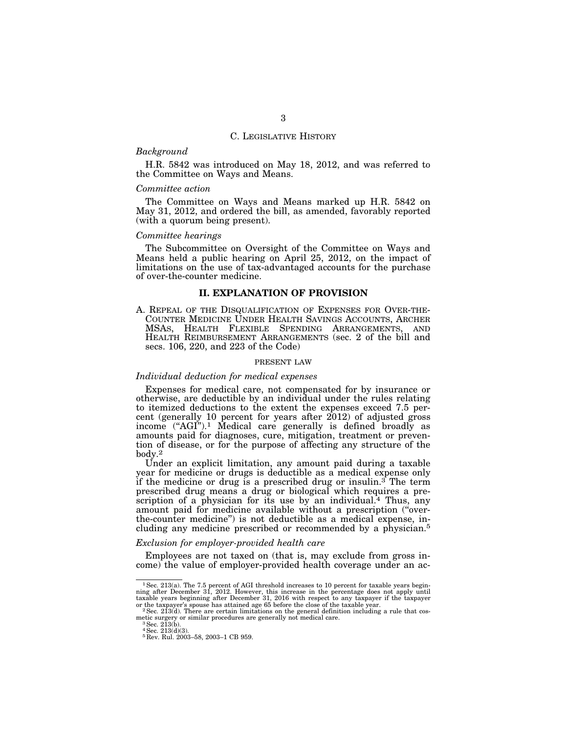## C. LEGISLATIVE HISTORY

*Background*

H.R. 5842 was introduced on May 18, 2012, and was referred to the Committee on Ways and Means.

*Committee action*

The Committee on Ways and Means marked up H.R. 5842 on May 31, 2012, and ordered the bill, as amended, favorably reported (with a quorum being present).

*Committee hearings*

The Subcommittee on Oversight of the Committee on Ways and Means held a public hearing on April 25, 2012, on the impact of limitations on the use of tax-advantaged accounts for the purchase of over-the-counter medicine.

# II. EXPLANATION OF PROVISION

## A. REPEAL OF THE DISQUALIFICATION OF EXPENSES FOR OVER-THE-COUNTER MEDICINE UNDER HEALTH SAVINGS ACCOUNTS, ARCHER MSAS, HEALTH FLEXIBLE SPENDING ARRANGEMENTS, AND HEALTH REIMBURSEMENT ARRANGEMENTS (sec. 2 of the bill and secs. 106, 220, and 223 of the Code)

### PRESENT LAW

*Individual deduction for medical expenses*

Expenses for medical care, not compensated for by insurance or otherwise, are deductible by an individual under the rules relating to itemized deductions to the extent the expenses exceed 7.5 percent (generally 10 percent for years after 2012) of adjusted gross income ("AGI").[1] Medical care generally is defined broadly as amounts paid for diagnoses, cure, mitigation, treatment or prevention of disease, or for the purpose of affecting any structure of the body.[2]

Under an explicit limitation, any amount paid during a taxable year for medicine or drugs is deductible as a medical expense only if the medicine or drug is a prescribed drug or insulin.[3] The term prescribed drug means a drug or biological which requires a prescription of a physician for its use by an individual.[4] Thus, any amount paid for medicine available without a prescription ("over-the-counter medicine") is not deductible as a medical expense, including any medicine prescribed or recommended by a physician.[5]

*Exclusion for employer-provided health care*

Employees are not taxed on (that is, may exclude from gross income) the value of employer-provided health coverage under an ac-

---

[1] Sec. 213(a). The 7.5 percent of AGI threshold increases to 10 percent for taxable years beginning after December 31, 2012. However, this increase in the percentage does not apply until taxable years beginning after December 31, 2016 with respect to any taxpayer if the taxpayer or the taxpayer's spouse has attained age 65 before the close of the taxable year.

[2] Sec. 213(d). There are certain limitations on the general definition including a rule that cosmetic surgery or similar procedures are generally not medical care.

[3] Sec. 213(b).

[4] Sec. 213(d)(3).

[5] Rev. Rul. 2003–58, 2003–1 CB 959.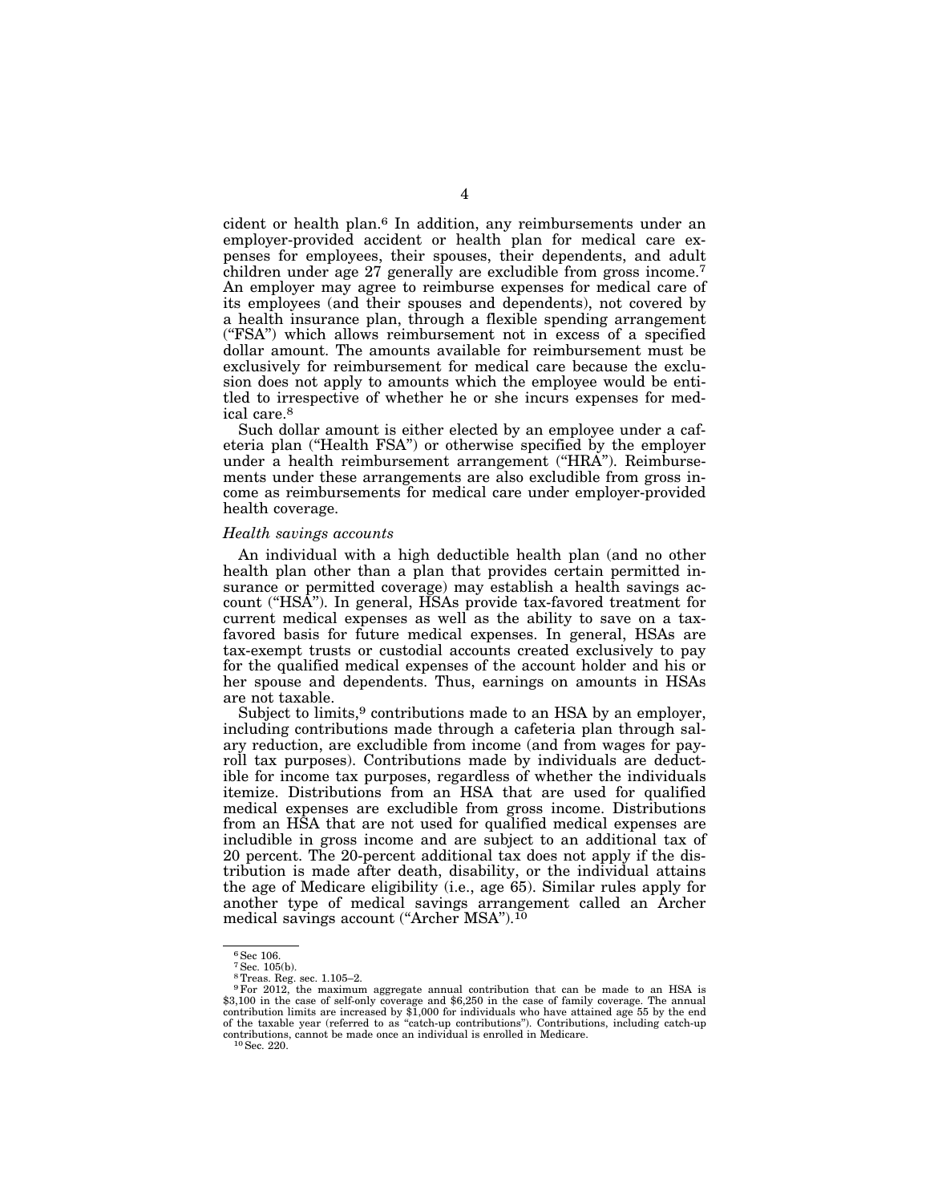cident or health plan.[6] In addition, any reimbursements under an employer-provided accident or health plan for medical care expenses for employees, their spouses, their dependents, and adult children under age 27 generally are excludible from gross income.[7] An employer may agree to reimburse expenses for medical care of its employees (and their spouses and dependents), not covered by a health insurance plan, through a flexible spending arrangement ("FSA") which allows reimbursement not in excess of a specified dollar amount. The amounts available for reimbursement must be exclusively for reimbursement for medical care because the exclusion does not apply to amounts which the employee would be entitled to irrespective of whether he or she incurs expenses for medical care.[8]

Such dollar amount is either elected by an employee under a cafeteria plan ("Health FSA") or otherwise specified by the employer under a health reimbursement arrangement ("HRA"). Reimbursements under these arrangements are also excludible from gross income as reimbursements for medical care under employer-provided health coverage.

*Health savings accounts*

An individual with a high deductible health plan (and no other health plan other than a plan that provides certain permitted insurance or permitted coverage) may establish a health savings account ("HSA"). In general, HSAs provide tax-favored treatment for current medical expenses as well as the ability to save on a tax-favored basis for future medical expenses. In general, HSAs are tax-exempt trusts or custodial accounts created exclusively to pay for the qualified medical expenses of the account holder and his or her spouse and dependents. Thus, earnings on amounts in HSAs are not taxable.

Subject to limits,[9] contributions made to an HSA by an employer, including contributions made through a cafeteria plan through salary reduction, are excludible from income (and from wages for payroll tax purposes). Contributions made by individuals are deductible for income tax purposes, regardless of whether the individuals itemize. Distributions from an HSA that are used for qualified medical expenses are excludible from gross income. Distributions from an HSA that are not used for qualified medical expenses are includible in gross income and are subject to an additional tax of 20 percent. The 20-percent additional tax does not apply if the distribution is made after death, disability, or the individual attains the age of Medicare eligibility (i.e., age 65). Similar rules apply for another type of medical savings arrangement called an Archer medical savings account ("Archer MSA").[10]

---

[6] Sec 106.

[7] Sec. 105(b).

[8] Treas. Reg. sec. 1.105–2.

[9] For 2012, the maximum aggregate annual contribution that can be made to an HSA is $3,100 in the case of self-only coverage and $6,250 in the case of family coverage. The annual contribution limits are increased by $1,000 for individuals who have attained age 55 by the end of the taxable year (referred to as "catch-up contributions"). Contributions, including catch-up contributions, cannot be made once an individual is enrolled in Medicare.

[10] Sec. 220.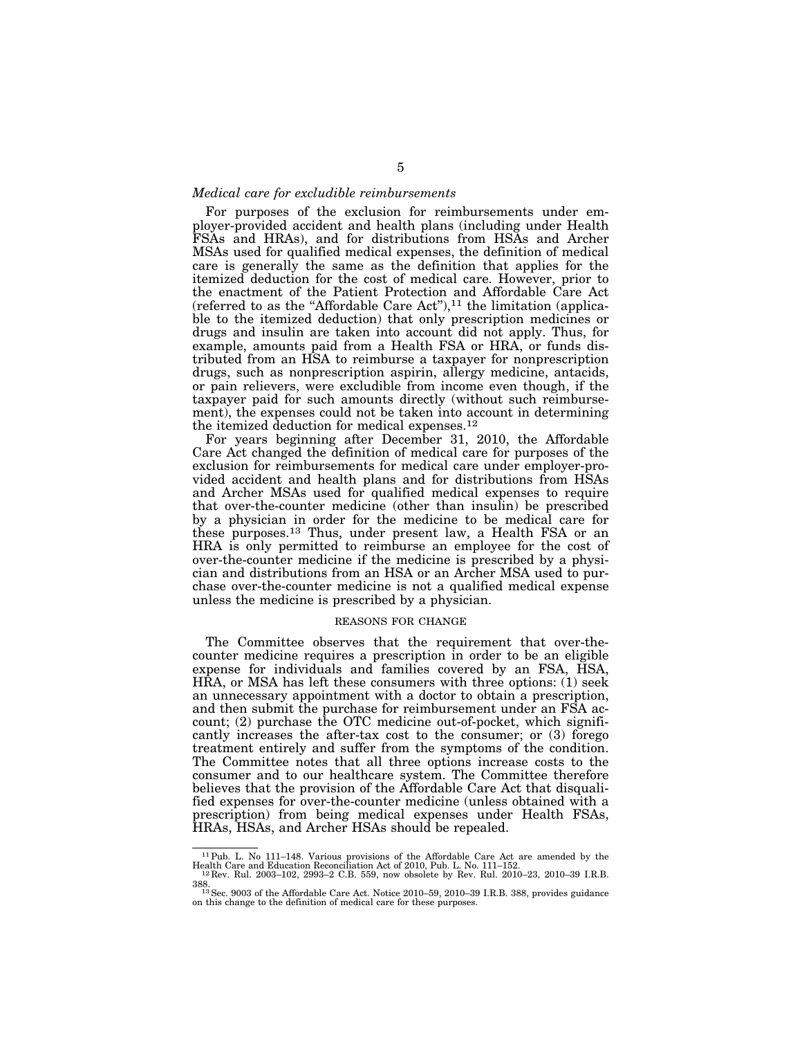*Medical care for excludible reimbursements*

For purposes of the exclusion for reimbursements under employer-provided accident and health plans (including under Health FSAs and HRAs), and for distributions from HSAs and Archer MSAs used for qualified medical expenses, the definition of medical care is generally the same as the definition that applies for the itemized deduction for the cost of medical care. However, prior to the enactment of the Patient Protection and Affordable Care Act (referred to as the "Affordable Care Act"),[11] the limitation (applicable to the itemized deduction) that only prescription medicines or drugs and insulin are taken into account did not apply. Thus, for example, amounts paid from a Health FSA or HRA, or funds distributed from an HSA to reimburse a taxpayer for nonprescription drugs, such as nonprescription aspirin, allergy medicine, antacids, or pain relievers, were excludible from income even though, if the taxpayer paid for such amounts directly (without such reimbursement), the expenses could not be taken into account in determining the itemized deduction for medical expenses.[12]

For years beginning after December 31, 2010, the Affordable Care Act changed the definition of medical care for purposes of the exclusion for reimbursements for medical care under employer-provided accident and health plans and for distributions from HSAs and Archer MSAs used for qualified medical expenses to require that over-the-counter medicine (other than insulin) be prescribed by a physician in order for the medicine to be medical care for these purposes.[13] Thus, under present law, a Health FSA or an HRA is only permitted to reimburse an employee for the cost of over-the-counter medicine if the medicine is prescribed by a physician and distributions from an HSA or an Archer MSA used to purchase over-the-counter medicine is not a qualified medical expense unless the medicine is prescribed by a physician.

REASONS FOR CHANGE

The Committee observes that the requirement that over-the-counter medicine requires a prescription in order to be an eligible expense for individuals and families covered by an FSA, HSA, HRA, or MSA has left these consumers with three options: (1) seek an unnecessary appointment with a doctor to obtain a prescription, and then submit the purchase for reimbursement under an FSA account; (2) purchase the OTC medicine out-of-pocket, which significantly increases the after-tax cost to the consumer; or (3) forego treatment entirely and suffer from the symptoms of the condition. The Committee notes that all three options increase costs to the consumer and to our healthcare system. The Committee therefore believes that the provision of the Affordable Care Act that disqualified expenses for over-the-counter medicine (unless obtained with a prescription) from being medical expenses under Health FSAs, HRAs, HSAs, and Archer HSAs should be repealed.

---

[11] Pub. L. No 111–148. Various provisions of the Affordable Care Act are amended by the Health Care and Education Reconciliation Act of 2010, Pub. L. No. 111–152.

[12] Rev. Rul. 2003–102, 2993–2 C.B. 559, now obsolete by Rev. Rul. 2010–23, 2010–39 I.R.B. 388.

[13] Sec. 9003 of the Affordable Care Act. Notice 2010–59, 2010–39 I.R.B. 388, provides guidance on this change to the definition of medical care for these purposes.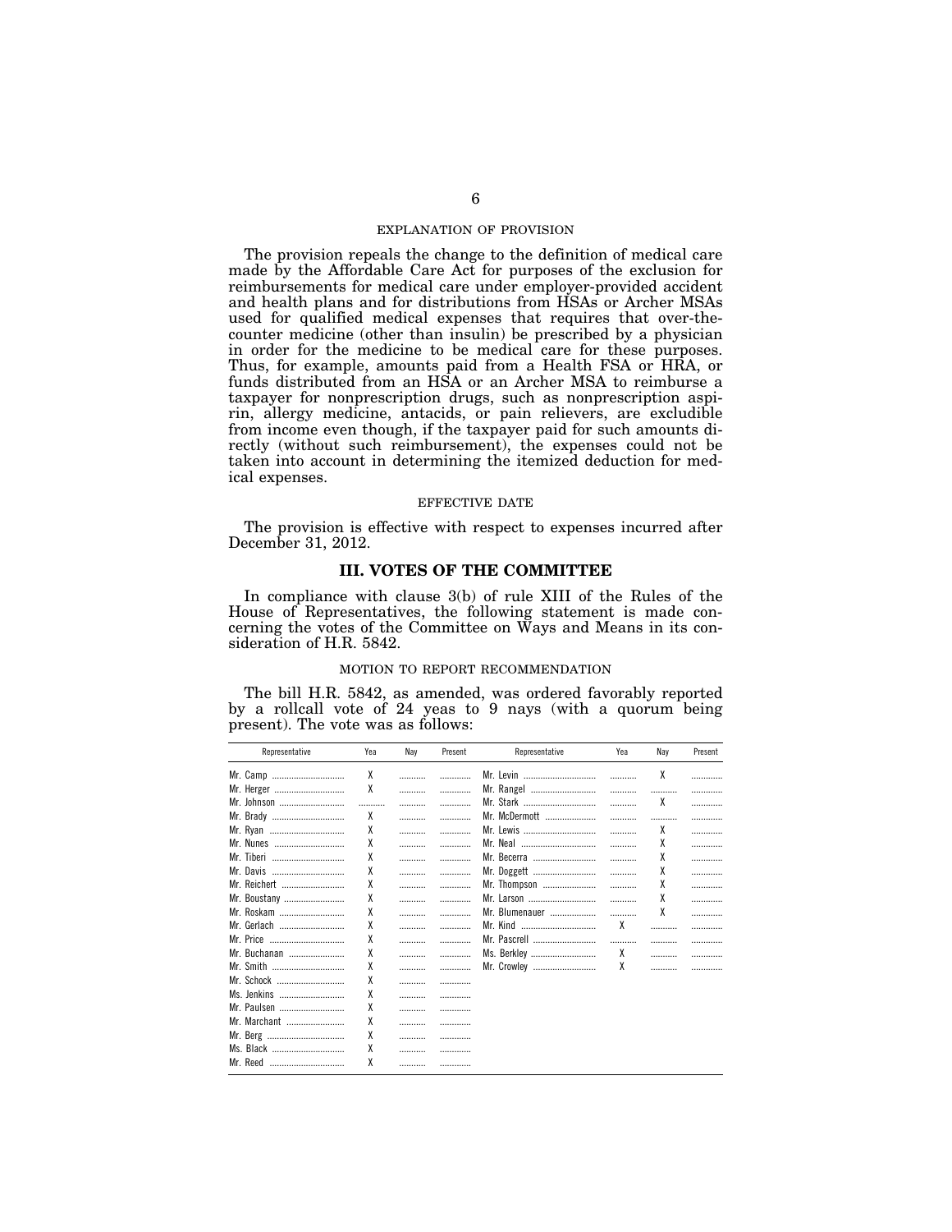### EXPLANATION OF PROVISION

The provision repeals the change to the definition of medical care made by the Affordable Care Act for purposes of the exclusion for reimbursements for medical care under employer-provided accident and health plans and for distributions from HSAs or Archer MSAs used for qualified medical expenses that requires that over-the-counter medicine (other than insulin) be prescribed by a physician in order for the medicine to be medical care for these purposes. Thus, for example, amounts paid from a Health FSA or HRA, or funds distributed from an HSA or an Archer MSA to reimburse a taxpayer for nonprescription drugs, such as nonprescription aspirin, allergy medicine, antacids, or pain relievers, are excludible from income even though, if the taxpayer paid for such amounts directly (without such reimbursement), the expenses could not be taken into account in determining the itemized deduction for medical expenses.

### EFFECTIVE DATE

The provision is effective with respect to expenses incurred after December 31, 2012.

## III. VOTES OF THE COMMITTEE

In compliance with clause 3(b) of rule XIII of the Rules of the House of Representatives, the following statement is made concerning the votes of the Committee on Ways and Means in its consideration of H.R. 5842.

### MOTION TO REPORT RECOMMENDATION

The bill H.R. 5842, as amended, was ordered favorably reported by a rollcall vote of 24 yeas to 9 nays (with a quorum being present). The vote was as follows:

| Representative | Yea | Nay | Present | Representative | Yea | Nay | Present |
|---|---|---|---|---|---|---|---|
| Mr. Camp | X | | | Mr. Levin | | X | |
| Mr. Herger | X | | | Mr. Rangel | | | |
| Mr. Johnson | | | | Mr. Stark | | X | |
| Mr. Brady | X | | | Mr. McDermott | | | |
| Mr. Ryan | X | | | Mr. Lewis | | X | |
| Mr. Nunes | X | | | Mr. Neal | | X | |
| Mr. Tiberi | X | | | Mr. Becerra | | X | |
| Mr. Davis | X | | | Mr. Doggett | | X | |
| Mr. Reichert | X | | | Mr. Thompson | | X | |
| Mr. Boustany | X | | | Mr. Larson | | X | |
| Mr. Roskam | X | | | Mr. Blumenauer | | X | |
| Mr. Gerlach | X | | | Mr. Kind | X | | |
| Mr. Price | X | | | Mr. Pascrell | | | |
| Mr. Buchanan | X | | | Ms. Berkley | X | | |
| Mr. Smith | X | | | Mr. Crowley | X | | |
| Mr. Schock | X | | | | | | |
| Ms. Jenkins | X | | | | | | |
| Mr. Paulsen | X | | | | | | |
| Mr. Marchant | X | | | | | | |
| Mr. Berg | X | | | | | | |
| Ms. Black | X | | | | | | |
| Mr. Reed | X | | | | | | |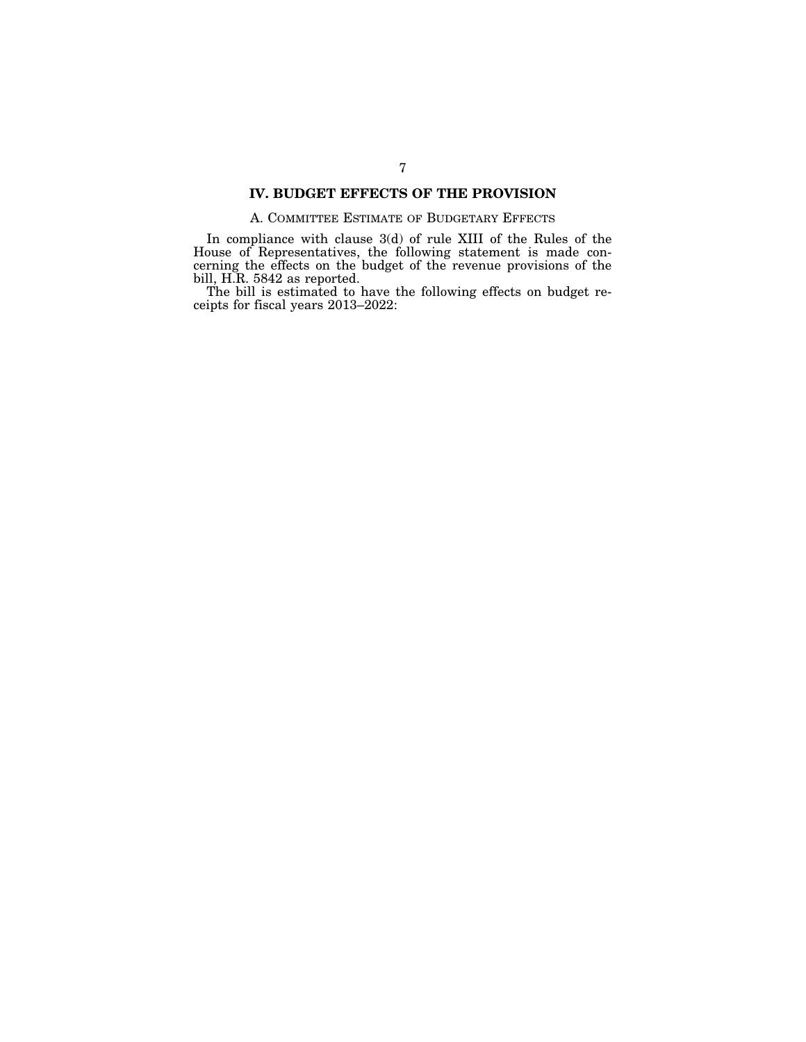# IV. BUDGET EFFECTS OF THE PROVISION

## A. Committee Estimate of Budgetary Effects

In compliance with clause 3(d) of rule XIII of the Rules of the House of Representatives, the following statement is made concerning the effects on the budget of the revenue provisions of the bill, H.R. 5842 as reported.

The bill is estimated to have the following effects on budget receipts for fiscal years 2013–2022: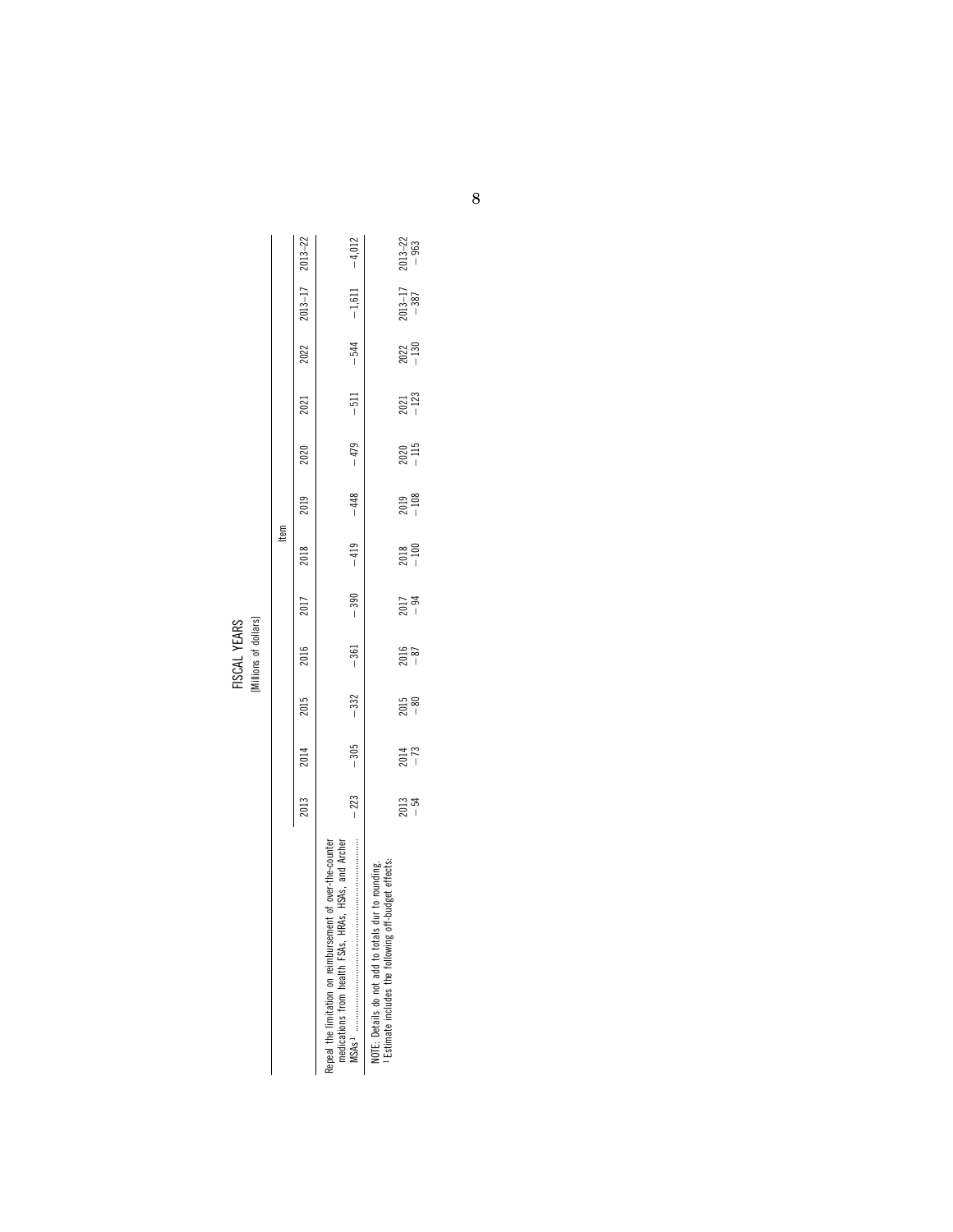FISCAL YEARS
[Millions of dollars]

| | Item | | | | | | | | | | | |
|---|---|---|---|---|---|---|---|---|---|---|---|---|
| | 2013 | 2014 | 2015 | 2016 | 2017 | 2018 | 2019 | 2020 | 2021 | 2022 | 2013–17 | 2013–22 |
| Repeal the limitation on reimbursement of over-the-counter medications from health FSAs, HRAs, HSAs, and Archer MSAs [1] | −223 | −305 | −332 | −361 | −390 | −419 | −448 | −479 | −511 | −544 | −1,611 | −4,012 |

NOTE: Details do not add to totals dur to rounding.
[1] Estimate includes the following off-budget effects:

| 2013 | 2014 | 2015 | 2016 | 2017 | 2018 | 2019 | 2020 | 2021 | 2022 | 2013–17 | 2013–22 |
|---|---|---|---|---|---|---|---|---|---|---|---|
| −54 | −73 | −80 | −87 | −94 | −100 | −108 | −115 | −123 | −130 | −387 | −963 |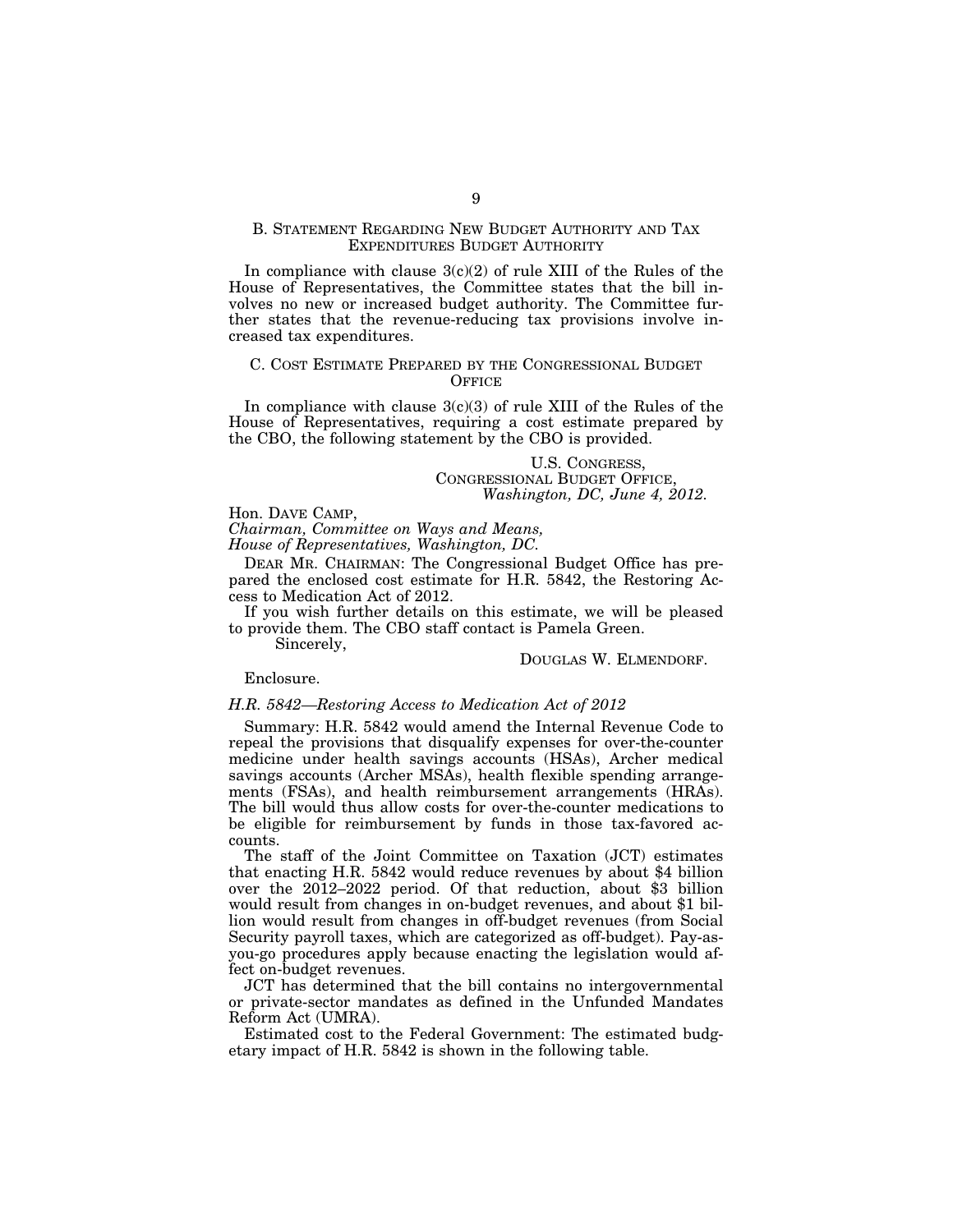## B. Statement Regarding New Budget Authority and Tax Expenditures Budget Authority

In compliance with clause 3(c)(2) of rule XIII of the Rules of the House of Representatives, the Committee states that the bill involves no new or increased budget authority. The Committee further states that the revenue-reducing tax provisions involve increased tax expenditures.

## C. Cost Estimate Prepared by the Congressional Budget Office

In compliance with clause 3(c)(3) of rule XIII of the Rules of the House of Representatives, requiring a cost estimate prepared by the CBO, the following statement by the CBO is provided.

U.S. Congress,
Congressional Budget Office,
*Washington, DC, June 4, 2012.*

Hon. Dave Camp,
*Chairman, Committee on Ways and Means,*
*House of Representatives, Washington, DC.*

Dear Mr. Chairman: The Congressional Budget Office has prepared the enclosed cost estimate for H.R. 5842, the Restoring Access to Medication Act of 2012.

If you wish further details on this estimate, we will be pleased to provide them. The CBO staff contact is Pamela Green.

Sincerely,

Douglas W. Elmendorf.

Enclosure.

*H.R. 5842—Restoring Access to Medication Act of 2012*

Summary: H.R. 5842 would amend the Internal Revenue Code to repeal the provisions that disqualify expenses for over-the-counter medicine under health savings accounts (HSAs), Archer medical savings accounts (Archer MSAs), health flexible spending arrangements (FSAs), and health reimbursement arrangements (HRAs). The bill would thus allow costs for over-the-counter medications to be eligible for reimbursement by funds in those tax-favored accounts.

The staff of the Joint Committee on Taxation (JCT) estimates that enacting H.R. 5842 would reduce revenues by about $4 billion over the 2012–2022 period. Of that reduction, about $3 billion would result from changes in on-budget revenues, and about $1 billion would result from changes in off-budget revenues (from Social Security payroll taxes, which are categorized as off-budget). Pay-as-you-go procedures apply because enacting the legislation would affect on-budget revenues.

JCT has determined that the bill contains no intergovernmental or private-sector mandates as defined in the Unfunded Mandates Reform Act (UMRA).

Estimated cost to the Federal Government: The estimated budgetary impact of H.R. 5842 is shown in the following table.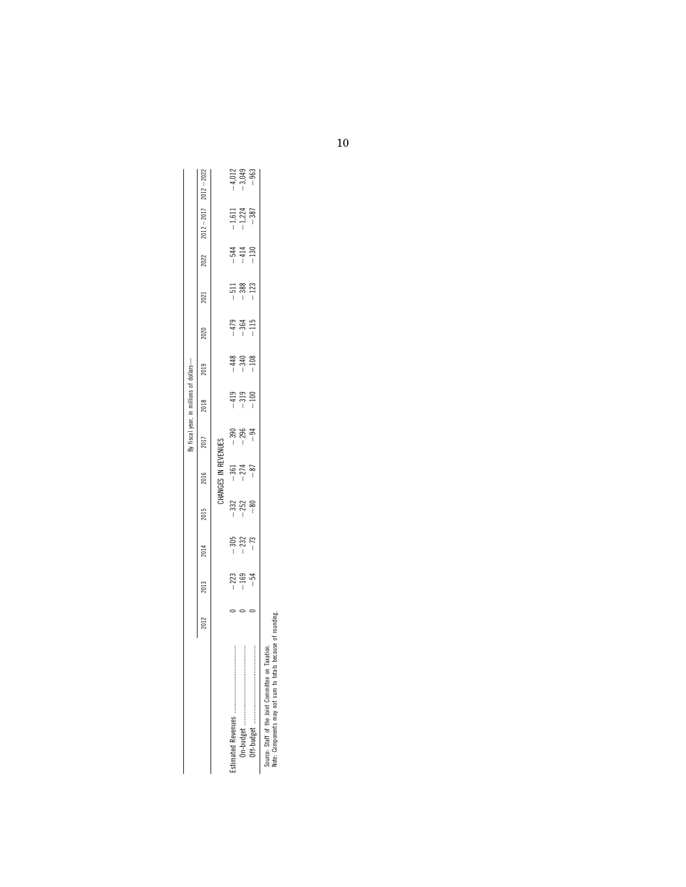| | By fiscal year, in millions of dollars— | | | | | | | | | | | |
|---|---|---|---|---|---|---|---|---|---|---|---|---|
| | 2012 | 2013 | 2014 | 2015 | 2016 | 2017 | 2018 | 2019 | 2020 | 2021 | 2022 | 2012–2017 | 2012–2022 |
| | CHANGES IN REVENUES | | | | | | | | | | | | |
| Estimated Revenues | 0 | −223 | −305 | −332 | −361 | −390 | −419 | −448 | −479 | −511 | −544 | −1,611 | −4,012 |
| On-budget | 0 | −169 | −232 | −252 | −274 | −296 | −319 | −340 | −364 | −388 | −414 | −1,224 | −3,049 |
| Off-budget | 0 | −54 | −73 | −80 | −87 | −94 | −100 | −108 | −115 | −123 | −130 | −387 | −963 |

Source: Staff of the Joint Committee on Taxation.
Note: Components may not sum to totals because of rounding.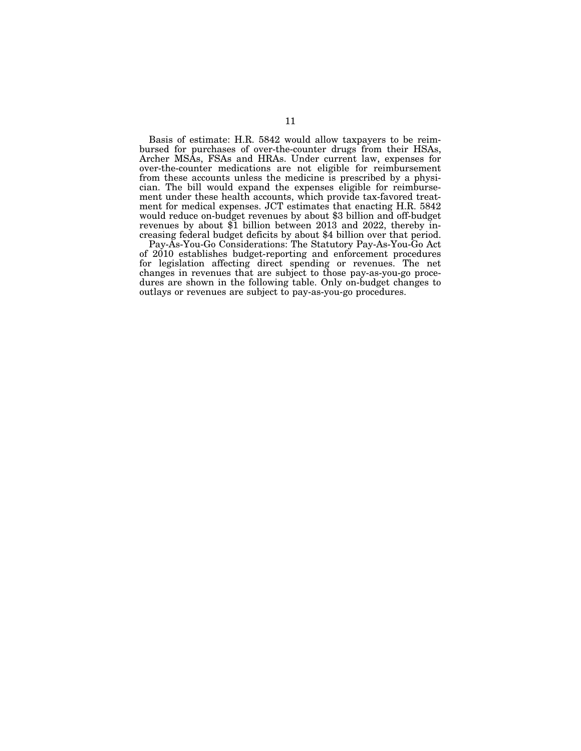Basis of estimate: H.R. 5842 would allow taxpayers to be reimbursed for purchases of over-the-counter drugs from their HSAs, Archer MSAs, FSAs and HRAs. Under current law, expenses for over-the-counter medications are not eligible for reimbursement from these accounts unless the medicine is prescribed by a physician. The bill would expand the expenses eligible for reimbursement under these health accounts, which provide tax-favored treatment for medical expenses. JCT estimates that enacting H.R. 5842 would reduce on-budget revenues by about $3 billion and off-budget revenues by about $1 billion between 2013 and 2022, thereby increasing federal budget deficits by about $4 billion over that period.

Pay-As-You-Go Considerations: The Statutory Pay-As-You-Go Act of 2010 establishes budget-reporting and enforcement procedures for legislation affecting direct spending or revenues. The net changes in revenues that are subject to those pay-as-you-go procedures are shown in the following table. Only on-budget changes to outlays or revenues are subject to pay-as-you-go procedures.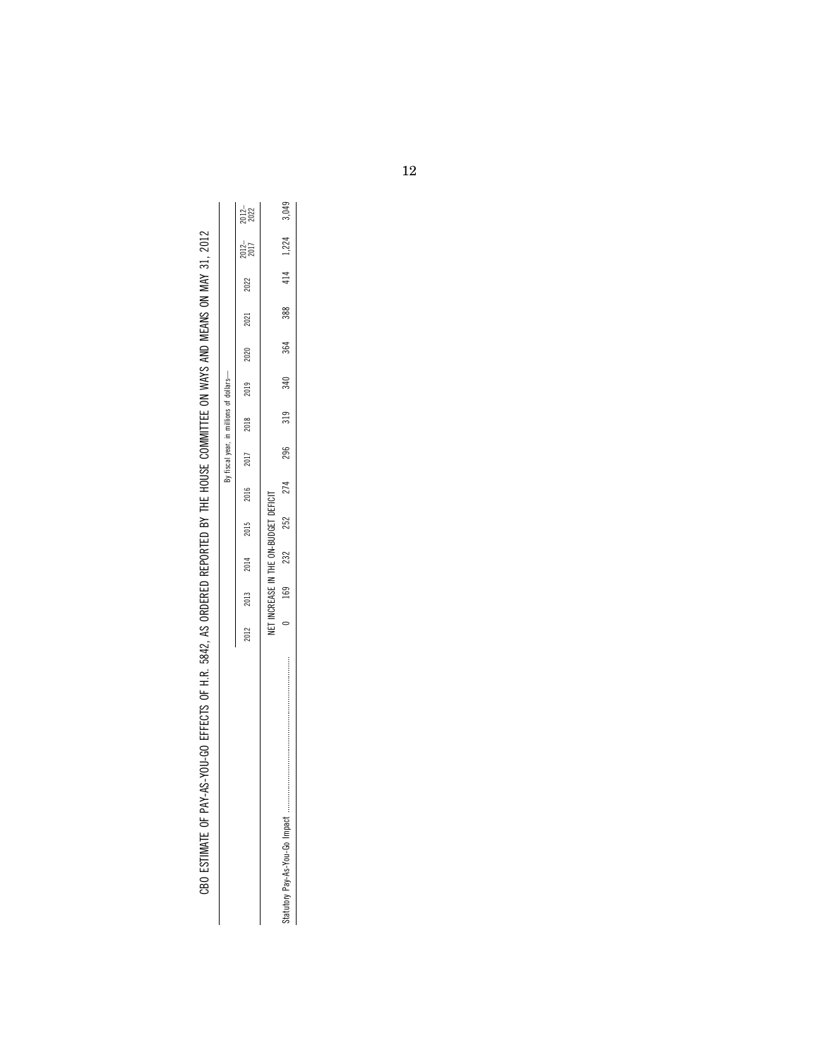CBO ESTIMATE OF PAY-AS-YOU-GO EFFECTS OF H.R. 5842, AS ORDERED REPORTED BY THE HOUSE COMMITTEE ON WAYS AND MEANS ON MAY 31, 2012

| | By fiscal year, in millions of dollars— | | | | | | | | | | | | |
|---|---|---|---|---|---|---|---|---|---|---|---|---|---|
| | 2012 | 2013 | 2014 | 2015 | 2016 | 2017 | 2018 | 2019 | 2020 | 2021 | 2022 | 2012–2017 | 2012–2022 |
| | NET INCREASE IN THE ON-BUDGET DEFICIT | | | | | | | | | | | | |
| Statutory Pay-As-You-Go Impact | 0 | 169 | 232 | 252 | 274 | 296 | 319 | 340 | 364 | 388 | 414 | 1,224 | 3,049 |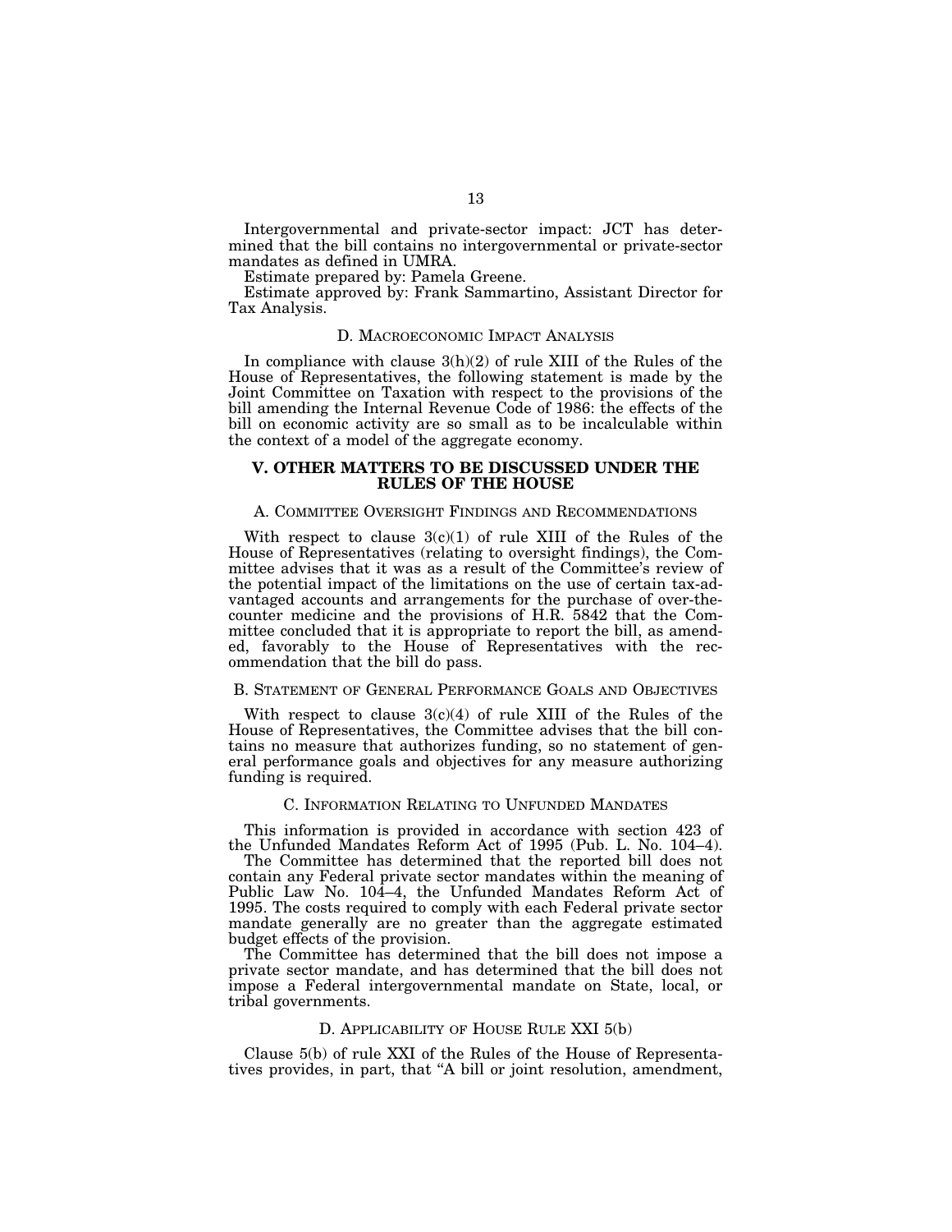Intergovernmental and private-sector impact: JCT has determined that the bill contains no intergovernmental or private-sector mandates as defined in UMRA.

Estimate prepared by: Pamela Greene.

Estimate approved by: Frank Sammartino, Assistant Director for Tax Analysis.

### D. Macroeconomic Impact Analysis

In compliance with clause 3(h)(2) of rule XIII of the Rules of the House of Representatives, the following statement is made by the Joint Committee on Taxation with respect to the provisions of the bill amending the Internal Revenue Code of 1986: the effects of the bill on economic activity are so small as to be incalculable within the context of a model of the aggregate economy.

## V. OTHER MATTERS TO BE DISCUSSED UNDER THE RULES OF THE HOUSE

### A. Committee Oversight Findings and Recommendations

With respect to clause 3(c)(1) of rule XIII of the Rules of the House of Representatives (relating to oversight findings), the Committee advises that it was as a result of the Committee's review of the potential impact of the limitations on the use of certain tax-advantaged accounts and arrangements for the purchase of over-the-counter medicine and the provisions of H.R. 5842 that the Committee concluded that it is appropriate to report the bill, as amended, favorably to the House of Representatives with the recommendation that the bill do pass.

### B. Statement of General Performance Goals and Objectives

With respect to clause 3(c)(4) of rule XIII of the Rules of the House of Representatives, the Committee advises that the bill contains no measure that authorizes funding, so no statement of general performance goals and objectives for any measure authorizing funding is required.

### C. Information Relating to Unfunded Mandates

This information is provided in accordance with section 423 of the Unfunded Mandates Reform Act of 1995 (Pub. L. No. 104–4).

The Committee has determined that the reported bill does not contain any Federal private sector mandates within the meaning of Public Law No. 104–4, the Unfunded Mandates Reform Act of 1995. The costs required to comply with each Federal private sector mandate generally are no greater than the aggregate estimated budget effects of the provision.

The Committee has determined that the bill does not impose a private sector mandate, and has determined that the bill does not impose a Federal intergovernmental mandate on State, local, or tribal governments.

### D. Applicability of House Rule XXI 5(b)

Clause 5(b) of rule XXI of the Rules of the House of Representatives provides, in part, that "A bill or joint resolution, amendment,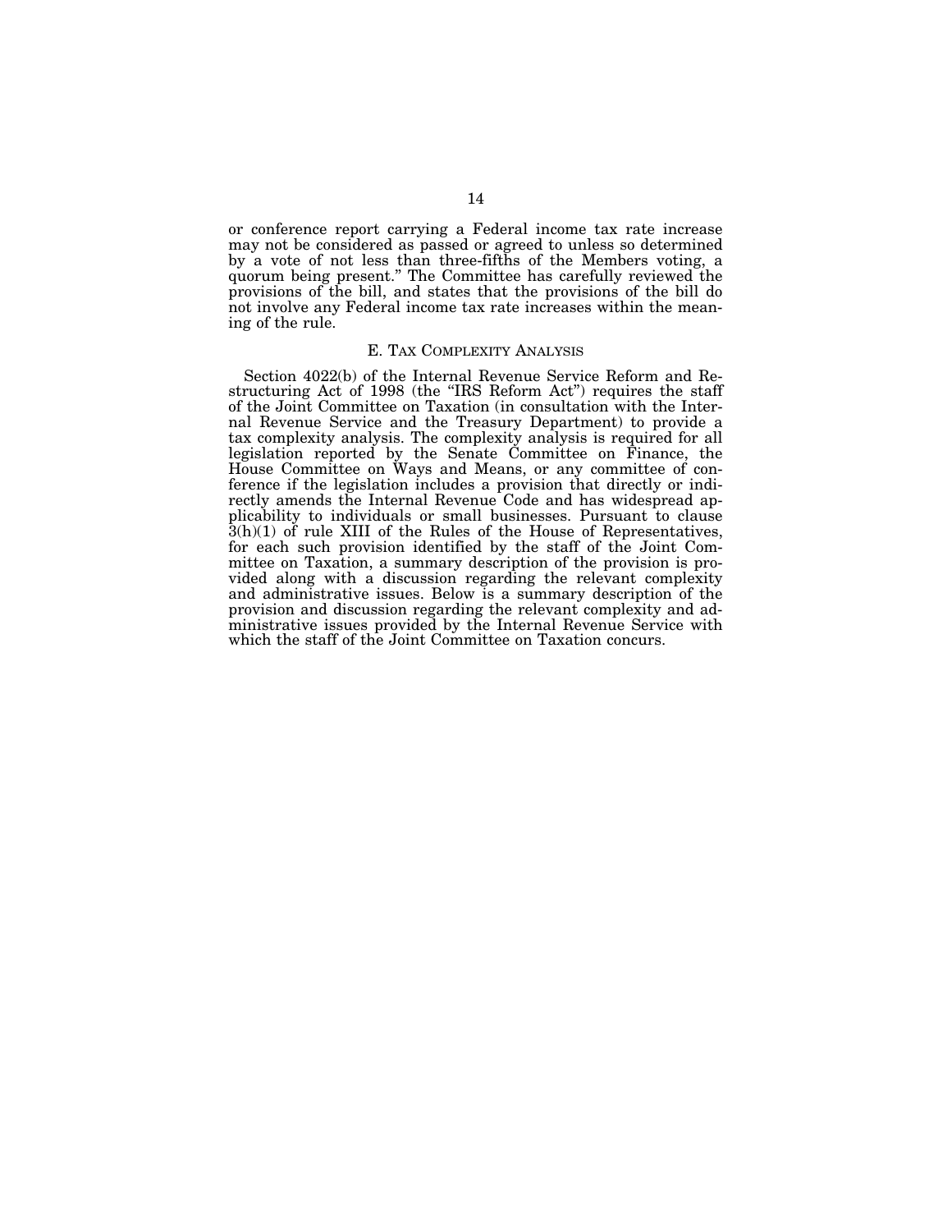or conference report carrying a Federal income tax rate increase may not be considered as passed or agreed to unless so determined by a vote of not less than three-fifths of the Members voting, a quorum being present." The Committee has carefully reviewed the provisions of the bill, and states that the provisions of the bill do not involve any Federal income tax rate increases within the meaning of the rule.

### E. Tax Complexity Analysis

Section 4022(b) of the Internal Revenue Service Reform and Restructuring Act of 1998 (the "IRS Reform Act") requires the staff of the Joint Committee on Taxation (in consultation with the Internal Revenue Service and the Treasury Department) to provide a tax complexity analysis. The complexity analysis is required for all legislation reported by the Senate Committee on Finance, the House Committee on Ways and Means, or any committee of conference if the legislation includes a provision that directly or indirectly amends the Internal Revenue Code and has widespread applicability to individuals or small businesses. Pursuant to clause 3(h)(1) of rule XIII of the Rules of the House of Representatives, for each such provision identified by the staff of the Joint Committee on Taxation, a summary description of the provision is provided along with a discussion regarding the relevant complexity and administrative issues. Below is a summary description of the provision and discussion regarding the relevant complexity and administrative issues provided by the Internal Revenue Service with which the staff of the Joint Committee on Taxation concurs.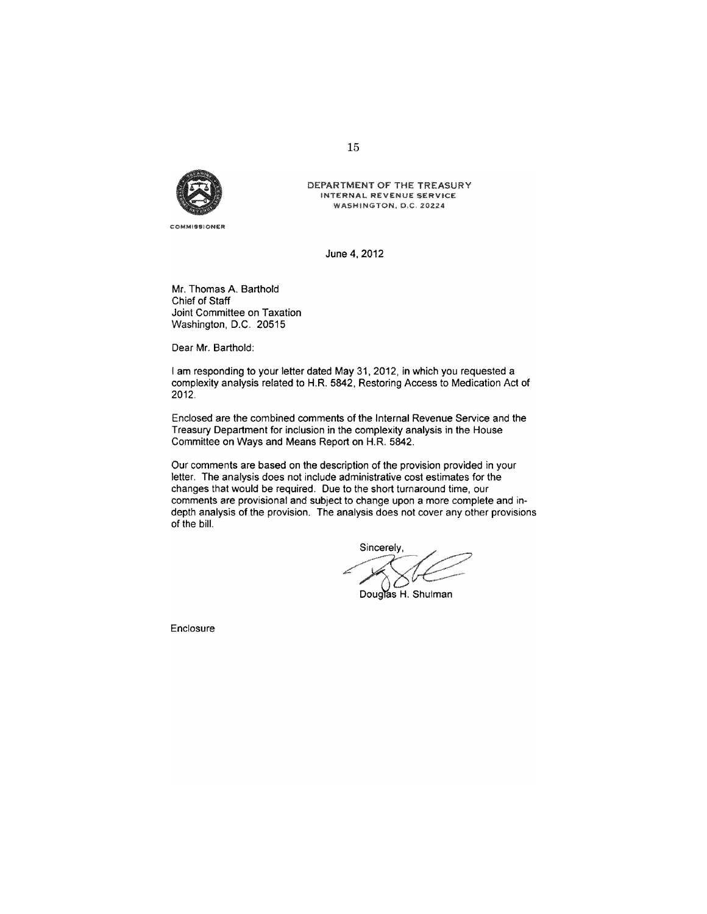DEPARTMENT OF THE TREASURY
INTERNAL REVENUE SERVICE
WASHINGTON, D.C. 20224

COMMISSIONER

June 4, 2012

Mr. Thomas A. Barthold
Chief of Staff
Joint Committee on Taxation
Washington, D.C. 20515

Dear Mr. Barthold:

I am responding to your letter dated May 31, 2012, in which you requested a complexity analysis related to H.R. 5842, Restoring Access to Medication Act of 2012.

Enclosed are the combined comments of the Internal Revenue Service and the Treasury Department for inclusion in the complexity analysis in the House Committee on Ways and Means Report on H.R. 5842.

Our comments are based on the description of the provision provided in your letter. The analysis does not include administrative cost estimates for the changes that would be required. Due to the short turnaround time, our comments are provisional and subject to change upon a more complete and in-depth analysis of the provision. The analysis does not cover any other provisions of the bill.

Sincerely,

Douglas H. Shulman

Enclosure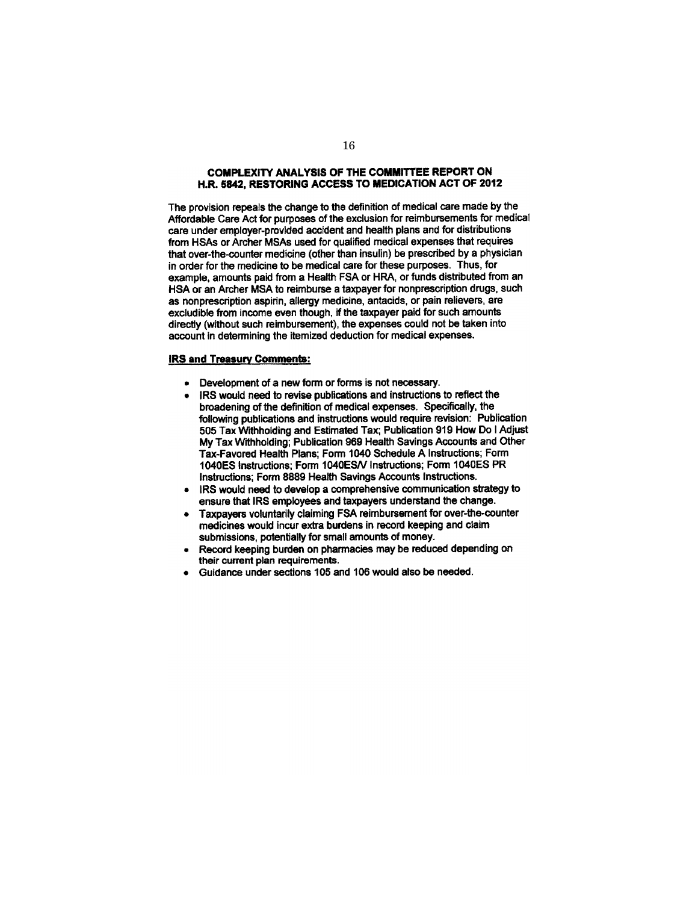## COMPLEXITY ANALYSIS OF THE COMMITTEE REPORT ON H.R. 5842, RESTORING ACCESS TO MEDICATION ACT OF 2012

The provision repeals the change to the definition of medical care made by the Affordable Care Act for purposes of the exclusion for reimbursements for medical care under employer-provided accident and health plans and for distributions from HSAs or Archer MSAs used for qualified medical expenses that requires that over-the-counter medicine (other than insulin) be prescribed by a physician in order for the medicine to be medical care for these purposes. Thus, for example, amounts paid from a Health FSA or HRA, or funds distributed from an HSA or an Archer MSA to reimburse a taxpayer for nonprescription drugs, such as nonprescription aspirin, allergy medicine, antacids, or pain relievers, are excludible from income even though, if the taxpayer paid for such amounts directly (without such reimbursement), the expenses could not be taken into account in determining the itemized deduction for medical expenses.

**IRS and Treasury Comments:**

- Development of a new form or forms is not necessary.
- IRS would need to revise publications and instructions to reflect the broadening of the definition of medical expenses. Specifically, the following publications and instructions would require revision: Publication 505 Tax Withholding and Estimated Tax; Publication 919 How Do I Adjust My Tax Withholding; Publication 969 Health Savings Accounts and Other Tax-Favored Health Plans; Form 1040 Schedule A Instructions; Form 1040ES Instructions; Form 1040ES/V Instructions; Form 1040ES PR Instructions; Form 8889 Health Savings Accounts Instructions.
- IRS would need to develop a comprehensive communication strategy to ensure that IRS employees and taxpayers understand the change.
- Taxpayers voluntarily claiming FSA reimbursement for over-the-counter medicines would incur extra burdens in record keeping and claim submissions, potentially for small amounts of money.
- Record keeping burden on pharmacies may be reduced depending on their current plan requirements.
- Guidance under sections 105 and 106 would also be needed.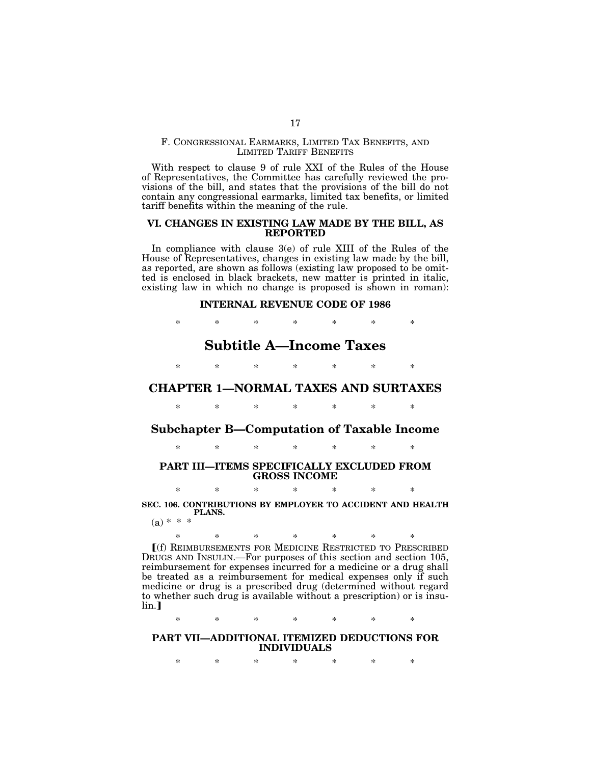### F. CONGRESSIONAL EARMARKS, LIMITED TAX BENEFITS, AND LIMITED TARIFF BENEFITS

With respect to clause 9 of rule XXI of the Rules of the House of Representatives, the Committee has carefully reviewed the provisions of the bill, and states that the provisions of the bill do not contain any congressional earmarks, limited tax benefits, or limited tariff benefits within the meaning of the rule.

## VI. CHANGES IN EXISTING LAW MADE BY THE BILL, AS REPORTED

In compliance with clause 3(e) of rule XIII of the Rules of the House of Representatives, changes in existing law made by the bill, as reported, are shown as follows (existing law proposed to be omitted is enclosed in black brackets, new matter is printed in italic, existing law in which no change is proposed is shown in roman):

**INTERNAL REVENUE CODE OF 1986**

\* \* \* \* \* \* \*

# Subtitle A—Income Taxes

\* \* \* \* \* \* \*

## CHAPTER 1—NORMAL TAXES AND SURTAXES

\* \* \* \* \* \* \*

## Subchapter B—Computation of Taxable Income

\* \* \* \* \* \* \*

### PART III—ITEMS SPECIFICALLY EXCLUDED FROM GROSS INCOME

\* \* \* \* \* \* \*

**SEC. 106. CONTRIBUTIONS BY EMPLOYER TO ACCIDENT AND HEALTH PLANS.**

(a) \* \* \*

\* \* \* \* \* \* \*

【(f) REIMBURSEMENTS FOR MEDICINE RESTRICTED TO PRESCRIBED DRUGS AND INSULIN.—For purposes of this section and section 105, reimbursement for expenses incurred for a medicine or a drug shall be treated as a reimbursement for medical expenses only if such medicine or drug is a prescribed drug (determined without regard to whether such drug is available without a prescription) or is insulin.】

\* \* \* \* \* \* \*

### PART VII—ADDITIONAL ITEMIZED DEDUCTIONS FOR INDIVIDUALS

\* \* \* \* \* \* \*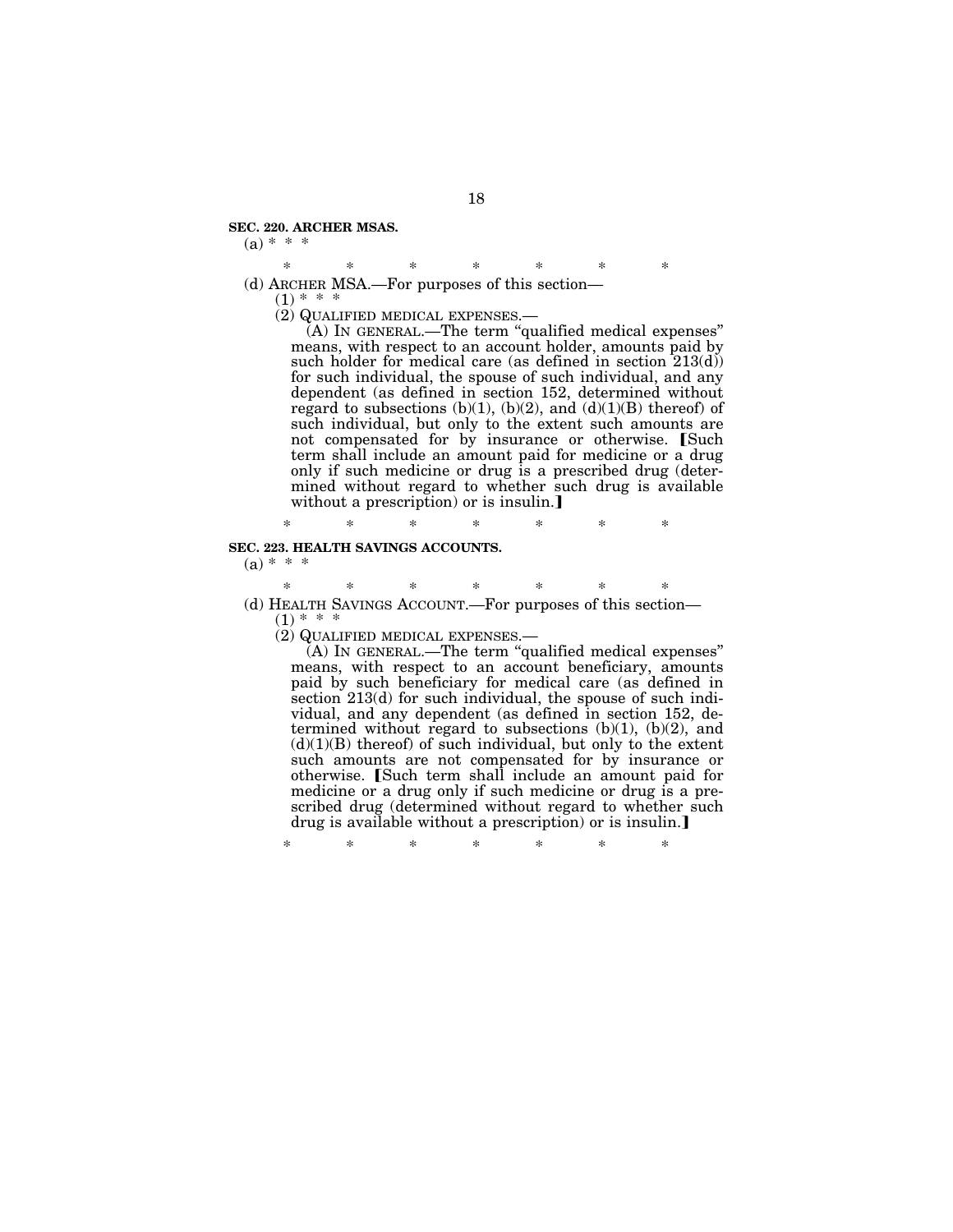**SEC. 220. ARCHER MSAS.**

(a) * * *

\* \* \* \* \* \* \*

(d) ARCHER MSA.—For purposes of this section—

(1) * * *

(2) QUALIFIED MEDICAL EXPENSES.—

(A) IN GENERAL.—The term "qualified medical expenses" means, with respect to an account holder, amounts paid by such holder for medical care (as defined in section 213(d)) for such individual, the spouse of such individual, and any dependent (as defined in section 152, determined without regard to subsections (b)(1), (b)(2), and (d)(1)(B) thereof) of such individual, but only to the extent such amounts are not compensated for by insurance or otherwise. ❲Such term shall include an amount paid for medicine or a drug only if such medicine or drug is a prescribed drug (determined without regard to whether such drug is available without a prescription) or is insulin.❳

\* \* \* \* \* \* \*

**SEC. 223. HEALTH SAVINGS ACCOUNTS.**

(a) * * *

\* \* \* \* \* \* \*

(d) HEALTH SAVINGS ACCOUNT.—For purposes of this section—

(1) * * *

(2) QUALIFIED MEDICAL EXPENSES.—

(A) IN GENERAL.—The term "qualified medical expenses" means, with respect to an account beneficiary, amounts paid by such beneficiary for medical care (as defined in section 213(d) for such individual, the spouse of such individual, and any dependent (as defined in section 152, determined without regard to subsections (b)(1), (b)(2), and (d)(1)(B) thereof) of such individual, but only to the extent such amounts are not compensated for by insurance or otherwise. ❲Such term shall include an amount paid for medicine or a drug only if such medicine or drug is a prescribed drug (determined without regard to whether such drug is available without a prescription) or is insulin.❳

\* \* \* \* \* \* \*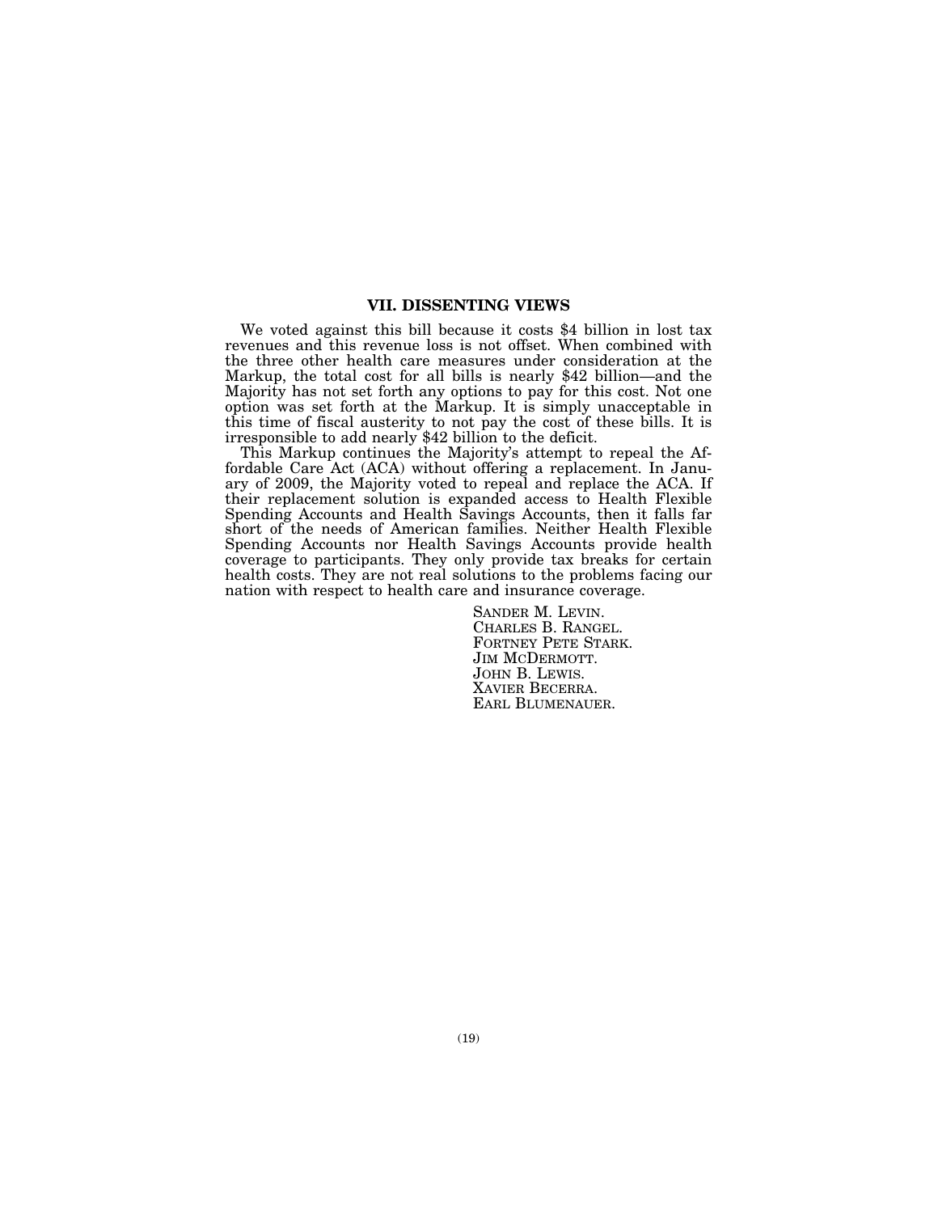## VII. DISSENTING VIEWS

We voted against this bill because it costs $4 billion in lost tax revenues and this revenue loss is not offset. When combined with the three other health care measures under consideration at the Markup, the total cost for all bills is nearly $42 billion—and the Majority has not set forth any options to pay for this cost. Not one option was set forth at the Markup. It is simply unacceptable in this time of fiscal austerity to not pay the cost of these bills. It is irresponsible to add nearly $42 billion to the deficit.

This Markup continues the Majority's attempt to repeal the Affordable Care Act (ACA) without offering a replacement. In January of 2009, the Majority voted to repeal and replace the ACA. If their replacement solution is expanded access to Health Flexible Spending Accounts and Health Savings Accounts, then it falls far short of the needs of American families. Neither Health Flexible Spending Accounts nor Health Savings Accounts provide health coverage to participants. They only provide tax breaks for certain health costs. They are not real solutions to the problems facing our nation with respect to health care and insurance coverage.

SANDER M. LEVIN.
CHARLES B. RANGEL.
FORTNEY PETE STARK.
JIM MCDERMOTT.
JOHN B. LEWIS.
XAVIER BECERRA.
EARL BLUMENAUER.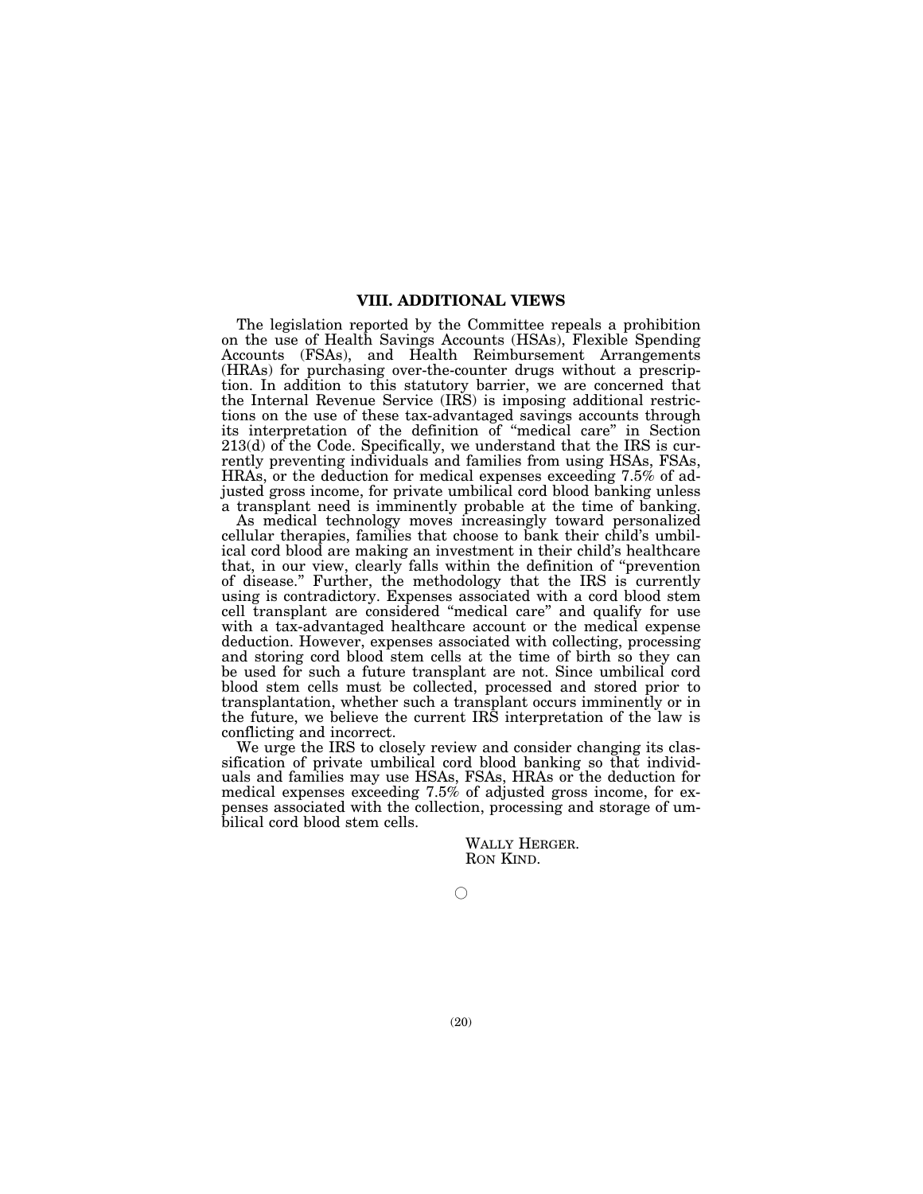## VIII. ADDITIONAL VIEWS

The legislation reported by the Committee repeals a prohibition on the use of Health Savings Accounts (HSAs), Flexible Spending Accounts (FSAs), and Health Reimbursement Arrangements (HRAs) for purchasing over-the-counter drugs without a prescription. In addition to this statutory barrier, we are concerned that the Internal Revenue Service (IRS) is imposing additional restrictions on the use of these tax-advantaged savings accounts through its interpretation of the definition of "medical care" in Section 213(d) of the Code. Specifically, we understand that the IRS is currently preventing individuals and families from using HSAs, FSAs, HRAs, or the deduction for medical expenses exceeding 7.5% of adjusted gross income, for private umbilical cord blood banking unless a transplant need is imminently probable at the time of banking.

As medical technology moves increasingly toward personalized cellular therapies, families that choose to bank their child's umbilical cord blood are making an investment in their child's healthcare that, in our view, clearly falls within the definition of "prevention of disease." Further, the methodology that the IRS is currently using is contradictory. Expenses associated with a cord blood stem cell transplant are considered "medical care" and qualify for use with a tax-advantaged healthcare account or the medical expense deduction. However, expenses associated with collecting, processing and storing cord blood stem cells at the time of birth so they can be used for such a future transplant are not. Since umbilical cord blood stem cells must be collected, processed and stored prior to transplantation, whether such a transplant occurs imminently or in the future, we believe the current IRS interpretation of the law is conflicting and incorrect.

We urge the IRS to closely review and consider changing its classification of private umbilical cord blood banking so that individuals and families may use HSAs, FSAs, HRAs or the deduction for medical expenses exceeding 7.5% of adjusted gross income, for expenses associated with the collection, processing and storage of umbilical cord blood stem cells.

WALLY HERGER.
RON KIND.

○